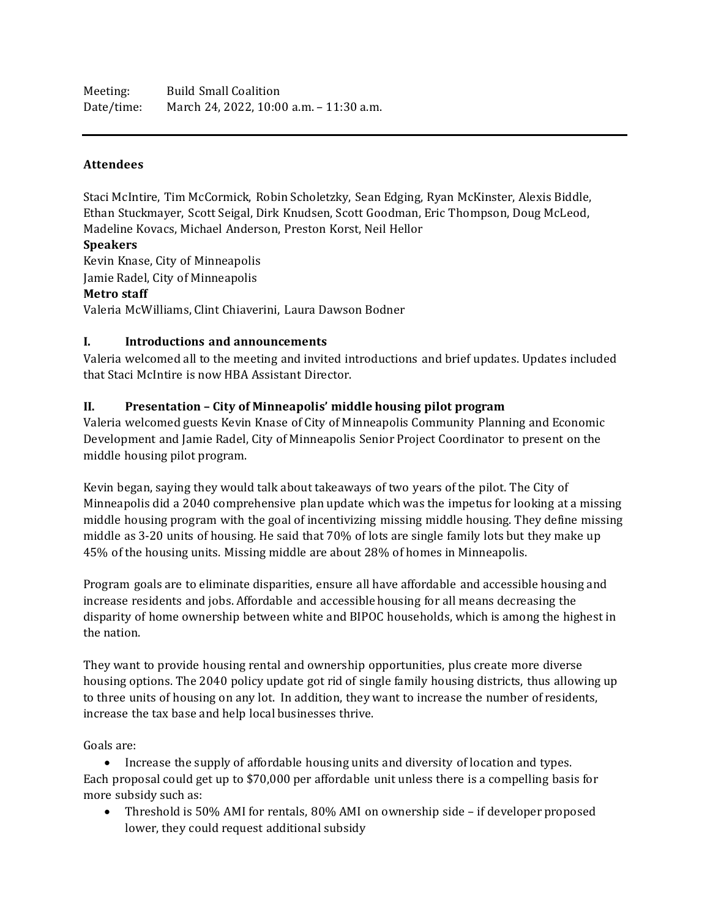Meeting: Build Small Coalition
Date/time: March 24, 2022, 10:00 a.m. – 11:30 a.m.

---

**Attendees**

Staci McIntire, Tim McCormick, Robin Scholetzky, Sean Edging, Ryan McKinster, Alexis Biddle, Ethan Stuckmayer, Scott Seigal, Dirk Knudsen, Scott Goodman, Eric Thompson, Doug McLeod, Madeline Kovacs, Michael Anderson, Preston Korst, Neil Hellor

**Speakers**

Kevin Knase, City of Minneapolis
Jamie Radel, City of Minneapolis

**Metro staff**

Valeria McWilliams, Clint Chiaverini, Laura Dawson Bodner

## I. Introductions and announcements

Valeria welcomed all to the meeting and invited introductions and brief updates. Updates included that Staci McIntire is now HBA Assistant Director.

## II. Presentation – City of Minneapolis' middle housing pilot program

Valeria welcomed guests Kevin Knase of City of Minneapolis Community Planning and Economic Development and Jamie Radel, City of Minneapolis Senior Project Coordinator to present on the middle housing pilot program.

Kevin began, saying they would talk about takeaways of two years of the pilot. The City of Minneapolis did a 2040 comprehensive plan update which was the impetus for looking at a missing middle housing program with the goal of incentivizing missing middle housing. They define missing middle as 3-20 units of housing. He said that 70% of lots are single family lots but they make up 45% of the housing units. Missing middle are about 28% of homes in Minneapolis.

Program goals are to eliminate disparities, ensure all have affordable and accessible housing and increase residents and jobs. Affordable and accessible housing for all means decreasing the disparity of home ownership between white and BIPOC households, which is among the highest in the nation.

They want to provide housing rental and ownership opportunities, plus create more diverse housing options. The 2040 policy update got rid of single family housing districts, thus allowing up to three units of housing on any lot. In addition, they want to increase the number of residents, increase the tax base and help local businesses thrive.

Goals are:

- Increase the supply of affordable housing units and diversity of location and types.

Each proposal could get up to $70,000 per affordable unit unless there is a compelling basis for more subsidy such as:

- Threshold is 50% AMI for rentals, 80% AMI on ownership side – if developer proposed lower, they could request additional subsidy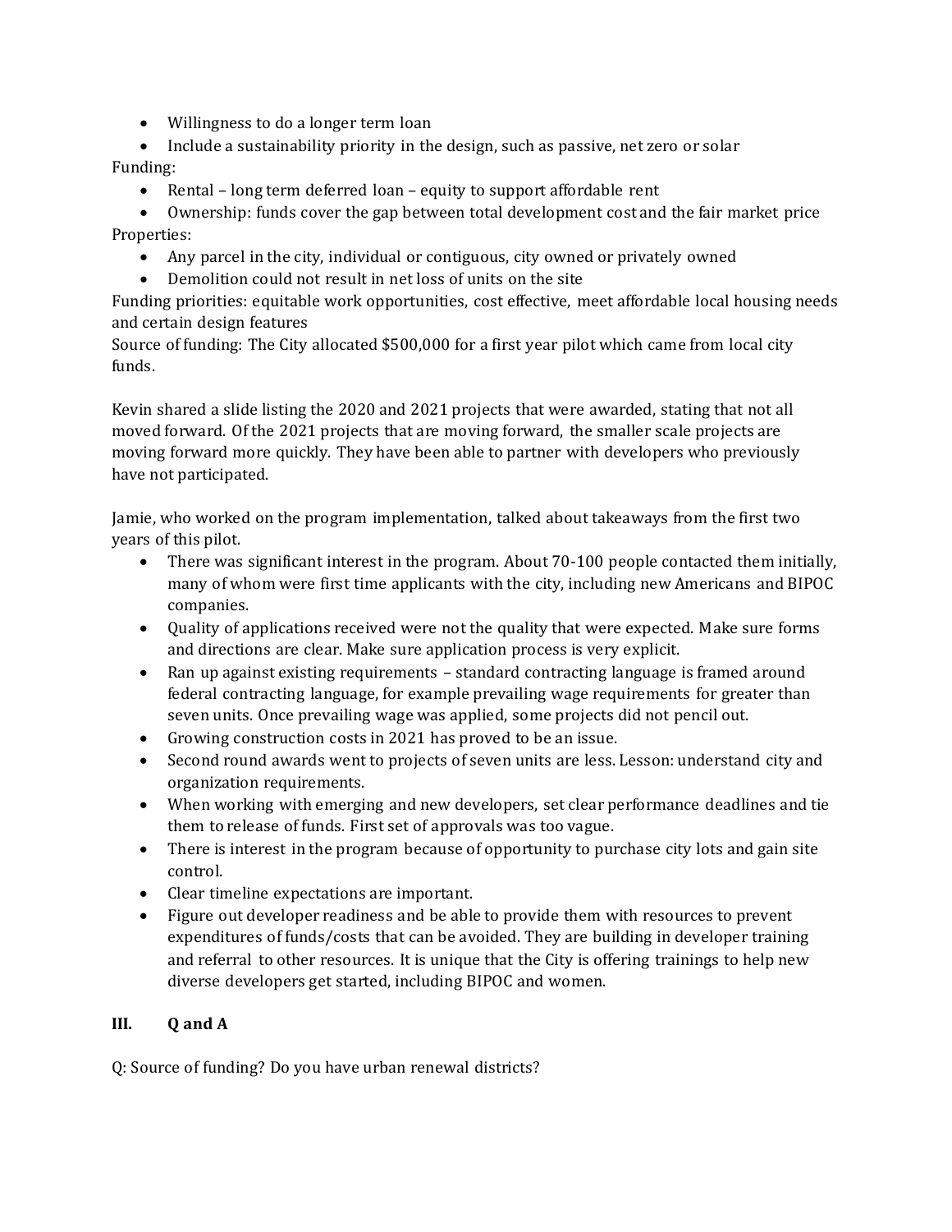- Willingness to do a longer term loan
- Include a sustainability priority in the design, such as passive, net zero or solar

Funding:

- Rental – long term deferred loan – equity to support affordable rent
- Ownership: funds cover the gap between total development cost and the fair market price

Properties:

- Any parcel in the city, individual or contiguous, city owned or privately owned
- Demolition could not result in net loss of units on the site

Funding priorities: equitable work opportunities, cost effective, meet affordable local housing needs and certain design features

Source of funding: The City allocated $500,000 for a first year pilot which came from local city funds.

Kevin shared a slide listing the 2020 and 2021 projects that were awarded, stating that not all moved forward. Of the 2021 projects that are moving forward, the smaller scale projects are moving forward more quickly. They have been able to partner with developers who previously have not participated.

Jamie, who worked on the program implementation, talked about takeaways from the first two years of this pilot.

- There was significant interest in the program. About 70-100 people contacted them initially, many of whom were first time applicants with the city, including new Americans and BIPOC companies.
- Quality of applications received were not the quality that were expected. Make sure forms and directions are clear. Make sure application process is very explicit.
- Ran up against existing requirements – standard contracting language is framed around federal contracting language, for example prevailing wage requirements for greater than seven units. Once prevailing wage was applied, some projects did not pencil out.
- Growing construction costs in 2021 has proved to be an issue.
- Second round awards went to projects of seven units are less. Lesson: understand city and organization requirements.
- When working with emerging and new developers, set clear performance deadlines and tie them to release of funds. First set of approvals was too vague.
- There is interest in the program because of opportunity to purchase city lots and gain site control.
- Clear timeline expectations are important.
- Figure out developer readiness and be able to provide them with resources to prevent expenditures of funds/costs that can be avoided. They are building in developer training and referral to other resources. It is unique that the City is offering trainings to help new diverse developers get started, including BIPOC and women.

## III. Q and A

Q: Source of funding? Do you have urban renewal districts?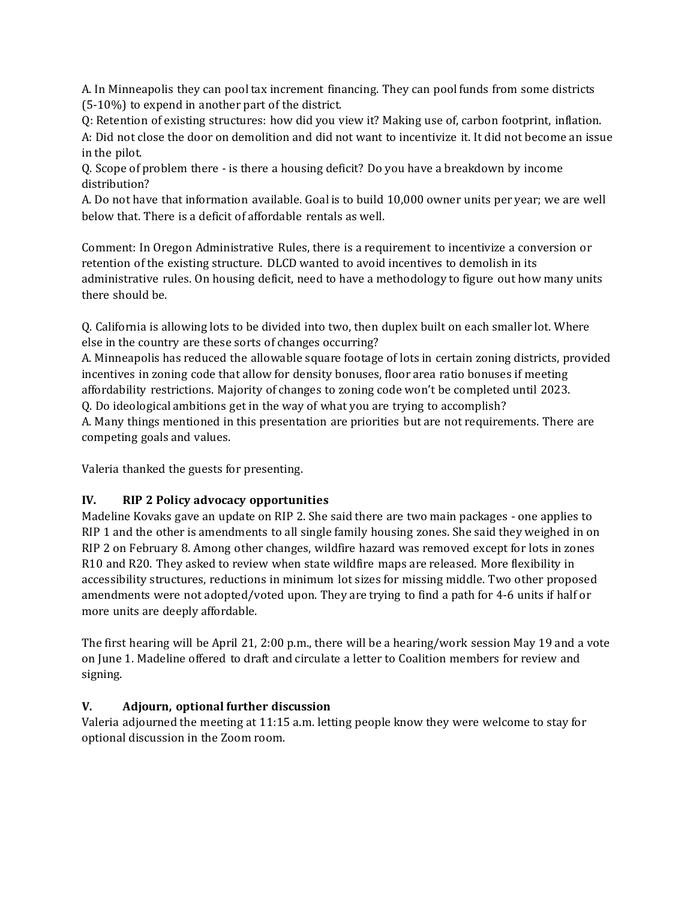A. In Minneapolis they can pool tax increment financing. They can pool funds from some districts (5-10%) to expend in another part of the district.

Q: Retention of existing structures: how did you view it? Making use of, carbon footprint, inflation.

A: Did not close the door on demolition and did not want to incentivize it. It did not become an issue in the pilot.

Q. Scope of problem there - is there a housing deficit? Do you have a breakdown by income distribution?

A. Do not have that information available. Goal is to build 10,000 owner units per year; we are well below that. There is a deficit of affordable rentals as well.

Comment: In Oregon Administrative Rules, there is a requirement to incentivize a conversion or retention of the existing structure. DLCD wanted to avoid incentives to demolish in its administrative rules. On housing deficit, need to have a methodology to figure out how many units there should be.

Q. California is allowing lots to be divided into two, then duplex built on each smaller lot. Where else in the country are these sorts of changes occurring?

A. Minneapolis has reduced the allowable square footage of lots in certain zoning districts, provided incentives in zoning code that allow for density bonuses, floor area ratio bonuses if meeting affordability restrictions. Majority of changes to zoning code won't be completed until 2023.

Q. Do ideological ambitions get in the way of what you are trying to accomplish?

A. Many things mentioned in this presentation are priorities but are not requirements. There are competing goals and values.

Valeria thanked the guests for presenting.

## IV. RIP 2 Policy advocacy opportunities

Madeline Kovaks gave an update on RIP 2. She said there are two main packages - one applies to RIP 1 and the other is amendments to all single family housing zones. She said they weighed in on RIP 2 on February 8. Among other changes, wildfire hazard was removed except for lots in zones R10 and R20. They asked to review when state wildfire maps are released. More flexibility in accessibility structures, reductions in minimum lot sizes for missing middle. Two other proposed amendments were not adopted/voted upon. They are trying to find a path for 4-6 units if half or more units are deeply affordable.

The first hearing will be April 21, 2:00 p.m., there will be a hearing/work session May 19 and a vote on June 1. Madeline offered to draft and circulate a letter to Coalition members for review and signing.

## V. Adjourn, optional further discussion

Valeria adjourned the meeting at 11:15 a.m. letting people know they were welcome to stay for optional discussion in the Zoom room.